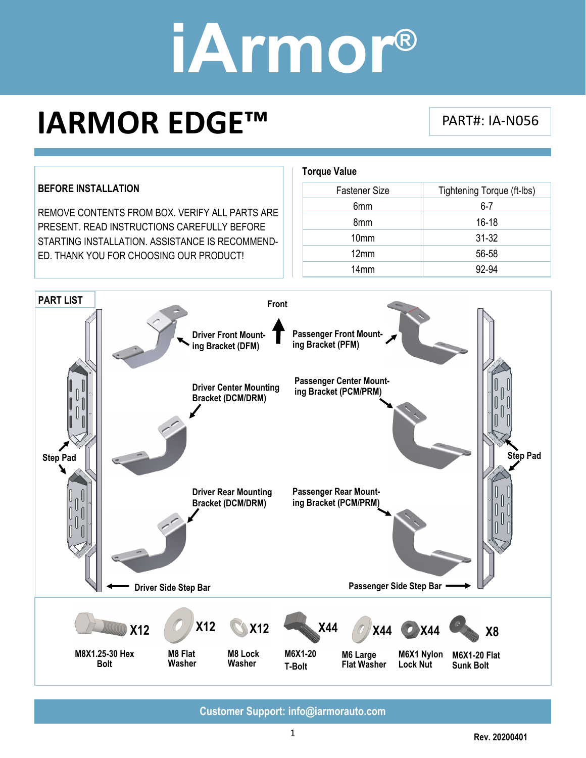# iArmor®

# IARMOR EDGE™

PART#: IA-N056

**BEFORE INSTALLATION**

REMOVE CONTENTS FROM BOX. VERIFY ALL PARTS ARE PRESENT. READ INSTRUCTIONS CAREFULLY BEFORE STARTING INSTALLATION. ASSISTANCE IS RECOMMENDED. THANK YOU FOR CHOOSING OUR PRODUCT!

**Torque Value**

| Fastener Size | Tightening Torque (ft-lbs) |
|---|---|
| 6mm | 6-7 |
| 8mm | 16-18 |
| 10mm | 31-32 |
| 12mm | 56-58 |
| 14mm | 92-94 |

## PART LIST

Front

- Driver Front Mounting Bracket (DFM)
- Passenger Front Mounting Bracket (PFM)
- Driver Center Mounting Bracket (DCM/DRM)
- Passenger Center Mounting Bracket (PCM/PRM)
- Driver Rear Mounting Bracket (DCM/DRM)
- Passenger Rear Mounting Bracket (PCM/PRM)
- Step Pad
- Step Pad
- Driver Side Step Bar
- Passenger Side Step Bar

| Part | Quantity |
|---|---|
| M8X1.25-30 Hex Bolt | X12 |
| M8 Flat Washer | X12 |
| M8 Lock Washer | X12 |
| M6X1-20 T-Bolt | X44 |
| M6 Large Flat Washer | X44 |
| M6X1 Nylon Lock Nut | X44 |
| M6X1-20 Flat Sunk Bolt | X8 |

Customer Support: info@iarmorauto.com

Rev. 20200401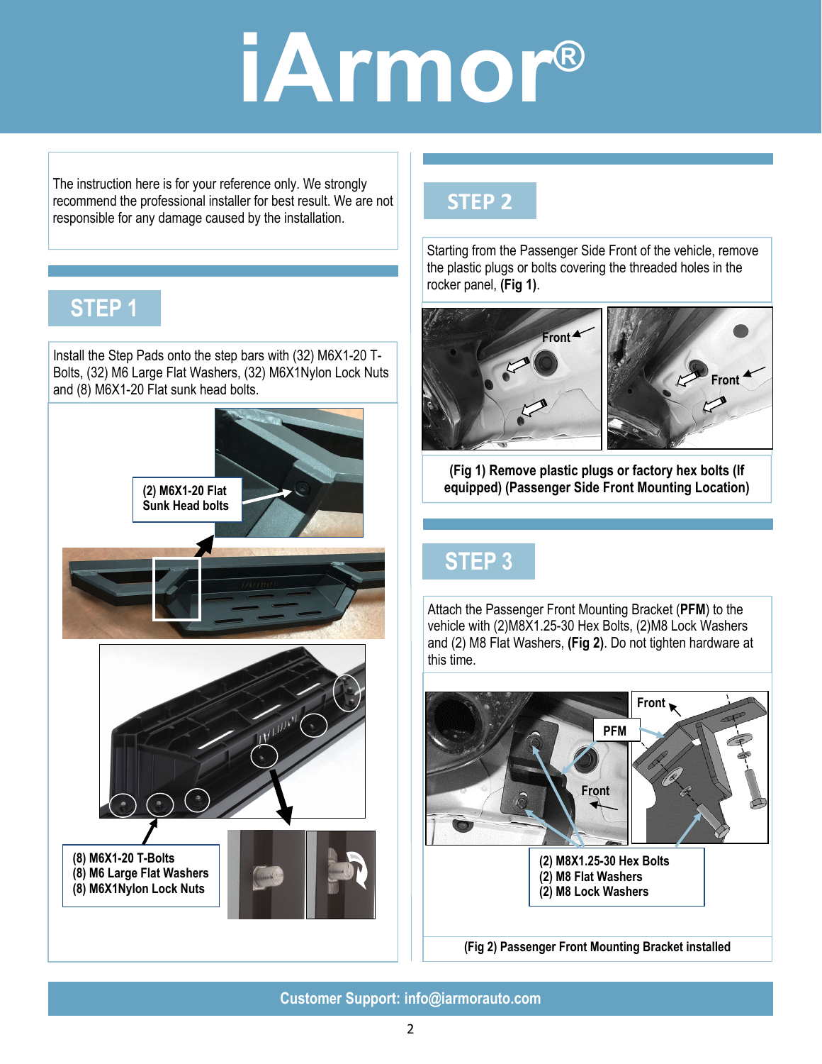# iArmor®

The instruction here is for your reference only. We strongly recommend the professional installer for best result. We are not responsible for any damage caused by the installation.

## STEP 1

Install the Step Pads onto the step bars with (32) M6X1-20 T-Bolts, (32) M6 Large Flat Washers, (32) M6X1Nylon Lock Nuts and (8) M6X1-20 Flat sunk head bolts.

(2) M6X1-20 Flat Sunk Head bolts

(8) M6X1-20 T-Bolts
(8) M6 Large Flat Washers
(8) M6X1Nylon Lock Nuts

## STEP 2

Starting from the Passenger Side Front of the vehicle, remove the plastic plugs or bolts covering the threaded holes in the rocker panel, **(Fig 1)**.

Front

Front

**(Fig 1) Remove plastic plugs or factory hex bolts (If equipped) (Passenger Side Front Mounting Location)**

## STEP 3

Attach the Passenger Front Mounting Bracket (**PFM**) to the vehicle with (2)M8X1.25-30 Hex Bolts, (2)M8 Lock Washers and (2) M8 Flat Washers, **(Fig 2)**. Do not tighten hardware at this time.

PFM

Front

Front

(2) M8X1.25-30 Hex Bolts
(2) M8 Flat Washers
(2) M8 Lock Washers

**(Fig 2) Passenger Front Mounting Bracket installed**

Customer Support: info@iarmorauto.com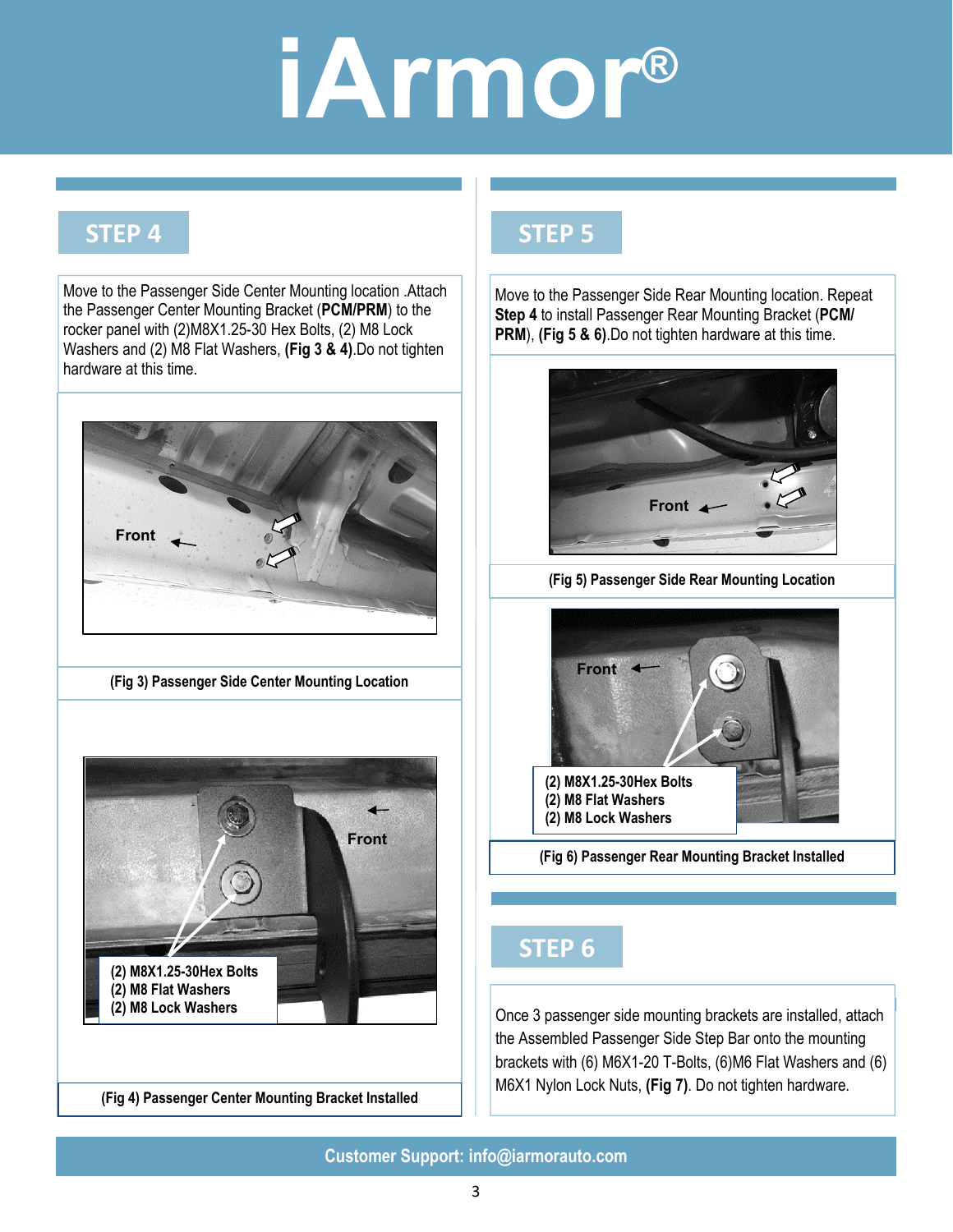## STEP 4

Move to the Passenger Side Center Mounting location .Attach the Passenger Center Mounting Bracket (**PCM/PRM**) to the rocker panel with (2)M8X1.25-30 Hex Bolts, (2) M8 Lock Washers and (2) M8 Flat Washers, **(Fig 3 & 4)**.Do not tighten hardware at this time.

Front

**(Fig 3) Passenger Side Center Mounting Location**

Front

**(2) M8X1.25-30Hex Bolts**
**(2) M8 Flat Washers**
**(2) M8 Lock Washers**

**(Fig 4) Passenger Center Mounting Bracket Installed**

## STEP 5

Move to the Passenger Side Rear Mounting location. Repeat **Step 4** to install Passenger Rear Mounting Bracket (**PCM/PRM**), **(Fig 5 & 6)**.Do not tighten hardware at this time.

Front

**(Fig 5) Passenger Side Rear Mounting Location**

Front

**(2) M8X1.25-30Hex Bolts**
**(2) M8 Flat Washers**
**(2) M8 Lock Washers**

**(Fig 6) Passenger Rear Mounting Bracket Installed**

## STEP 6

Once 3 passenger side mounting brackets are installed, attach the Assembled Passenger Side Step Bar onto the mounting brackets with (6) M6X1-20 T-Bolts, (6)M6 Flat Washers and (6) M6X1 Nylon Lock Nuts, **(Fig 7)**. Do not tighten hardware.

**Customer Support: info@iarmorauto.com**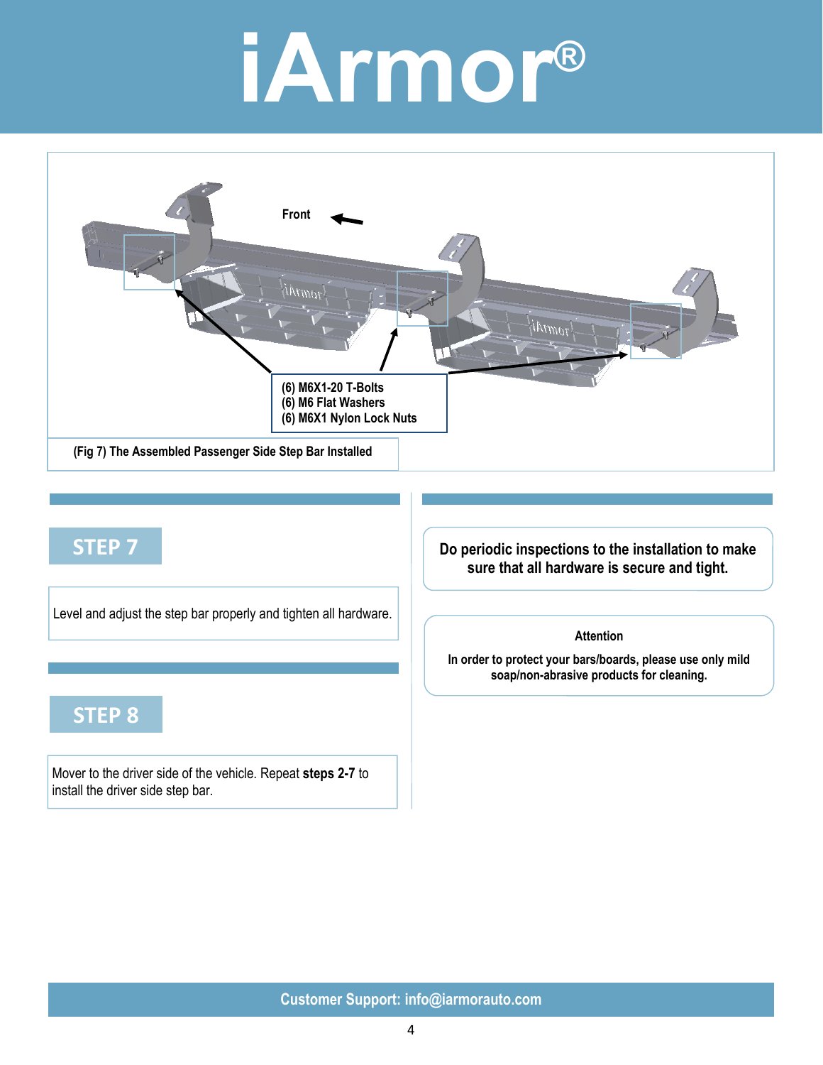# iArmor®

Front

(6) M6X1-20 T-Bolts
(6) M6 Flat Washers
(6) M6X1 Nylon Lock Nuts

(Fig 7) The Assembled Passenger Side Step Bar Installed

## STEP 7

Level and adjust the step bar properly and tighten all hardware.

## STEP 8

Mover to the driver side of the vehicle. Repeat **steps 2-7** to install the driver side step bar.

**Do periodic inspections to the installation to make sure that all hardware is secure and tight.**

**Attention**

**In order to protect your bars/boards, please use only mild soap/non-abrasive products for cleaning.**

**Customer Support: info@iarmorauto.com**